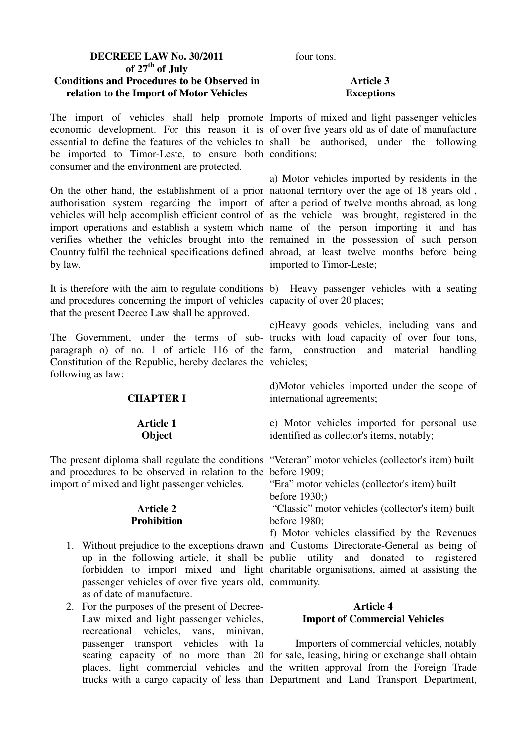**DECREEE LAW No. 30/2011**
**of 27th of July**
**Conditions and Procedures to be Observed in relation to the Import of Motor Vehicles**

The import of vehicles shall help promote economic development. For this reason it is essential to define the features of the vehicles to be imported to Timor-Leste, to ensure both consumer and the environment are protected.

On the other hand, the establishment of a prior authorisation system regarding the import of vehicles will help accomplish efficient control of import operations and establish a system which verifies whether the vehicles brought into the Country fulfil the technical specifications defined by law.

It is therefore with the aim to regulate conditions and procedures concerning the import of vehicles that the present Decree Law shall be approved.

The Government, under the terms of sub-paragraph o) of no. 1 of article 116 of the Constitution of the Republic, hereby declares the following as law:

## CHAPTER I

### Article 1
### Object

The present diploma shall regulate the conditions and procedures to be observed in relation to the import of mixed and light passenger vehicles.

### Article 2
### Prohibition

1. Without prejudice to the exceptions drawn up in the following article, it shall be forbidden to import mixed and light passenger vehicles of over five years old, as of date of manufacture.
2. For the purposes of the present of Decree-Law mixed and light passenger vehicles, recreational vehicles, vans, minivan, passenger transport vehicles with 1a seating capacity of no more than 20 places, light commercial vehicles and trucks with a cargo capacity of less than four tons.

### Article 3
### Exceptions

Imports of mixed and light passenger vehicles of over five years old as of date of manufacture shall be authorised, under the following conditions:

a) Motor vehicles imported by residents in the national territory over the age of 18 years old , after a period of twelve months abroad, as long as the vehicle was brought, registered in the name of the person importing it and has remained in the possession of such person abroad, at least twelve months before being imported to Timor-Leste;

b) Heavy passenger vehicles with a seating capacity of over 20 places;

c)Heavy goods vehicles, including vans and trucks with load capacity of over four tons, farm, construction and material handling vehicles;

d)Motor vehicles imported under the scope of international agreements;

e) Motor vehicles imported for personal use identified as collector's items, notably;

"Veteran" motor vehicles (collector's item) built before 1909;
"Era" motor vehicles (collector's item) built before 1930;)
"Classic" motor vehicles (collector's item) built before 1980;

f) Motor vehicles classified by the Revenues and Customs Directorate-General as being of public utility and donated to registered charitable organisations, aimed at assisting the community.

### Article 4
### Import of Commercial Vehicles

Importers of commercial vehicles, notably for sale, leasing, hiring or exchange shall obtain the written approval from the Foreign Trade Department and Land Transport Department,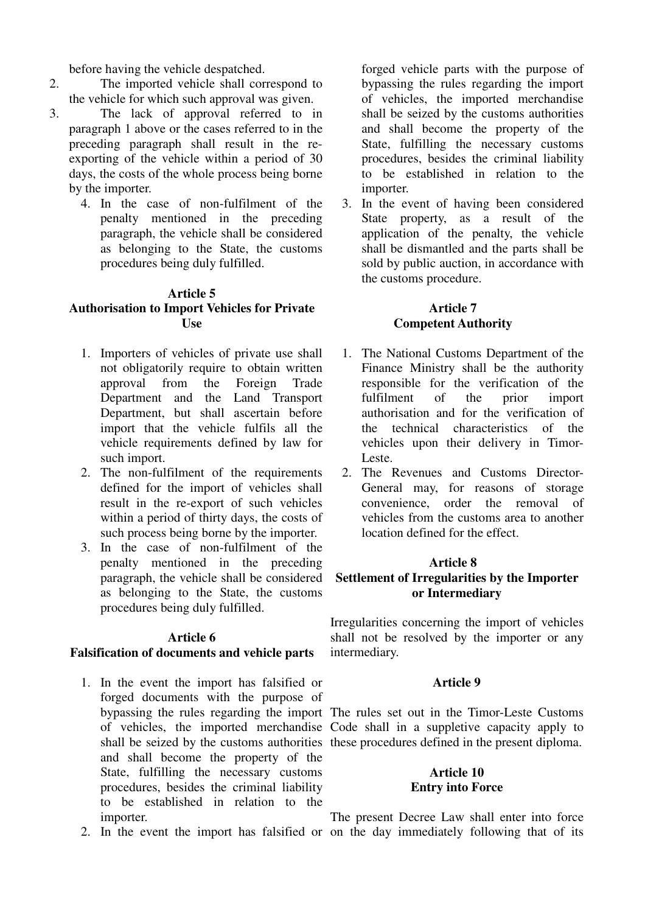before having the vehicle despatched.

2. The imported vehicle shall correspond to the vehicle for which such approval was given.
3. The lack of approval referred to in paragraph 1 above or the cases referred to in the preceding paragraph shall result in the re-exporting of the vehicle within a period of 30 days, the costs of the whole process being borne by the importer.
4. In the case of non-fulfilment of the penalty mentioned in the preceding paragraph, the vehicle shall be considered as belonging to the State, the customs procedures being duly fulfilled.

### Article 5
### Authorisation to Import Vehicles for Private Use

1. Importers of vehicles of private use shall not obligatorily require to obtain written approval from the Foreign Trade Department and the Land Transport Department, but shall ascertain before import that the vehicle fulfils all the vehicle requirements defined by law for such import.
2. The non-fulfilment of the requirements defined for the import of vehicles shall result in the re-export of such vehicles within a period of thirty days, the costs of such process being borne by the importer.
3. In the case of non-fulfilment of the penalty mentioned in the preceding paragraph, the vehicle shall be considered as belonging to the State, the customs procedures being duly fulfilled.

### Article 6
### Falsification of documents and vehicle parts

1. In the event the import has falsified or forged documents with the purpose of bypassing the rules regarding the import of vehicles, the imported merchandise shall be seized by the customs authorities and shall become the property of the State, fulfilling the necessary customs procedures, besides the criminal liability to be established in relation to the importer.
2. In the event the import has falsified or forged vehicle parts with the purpose of bypassing the rules regarding the import of vehicles, the imported merchandise shall be seized by the customs authorities and shall become the property of the State, fulfilling the necessary customs procedures, besides the criminal liability to be established in relation to the importer.
3. In the event of having been considered State property, as a result of the application of the penalty, the vehicle shall be dismantled and the parts shall be sold by public auction, in accordance with the customs procedure.

### Article 7
### Competent Authority

1. The National Customs Department of the Finance Ministry shall be the authority responsible for the verification of the fulfilment of the prior import authorisation and for the verification of the technical characteristics of the vehicles upon their delivery in Timor-Leste.
2. The Revenues and Customs Director-General may, for reasons of storage convenience, order the removal of vehicles from the customs area to another location defined for the effect.

### Article 8
### Settlement of Irregularities by the Importer or Intermediary

Irregularities concerning the import of vehicles shall not be resolved by the importer or any intermediary.

### Article 9

The rules set out in the Timor-Leste Customs Code shall in a suppletive capacity apply to these procedures defined in the present diploma.

### Article 10
### Entry into Force

The present Decree Law shall enter into force on the day immediately following that of its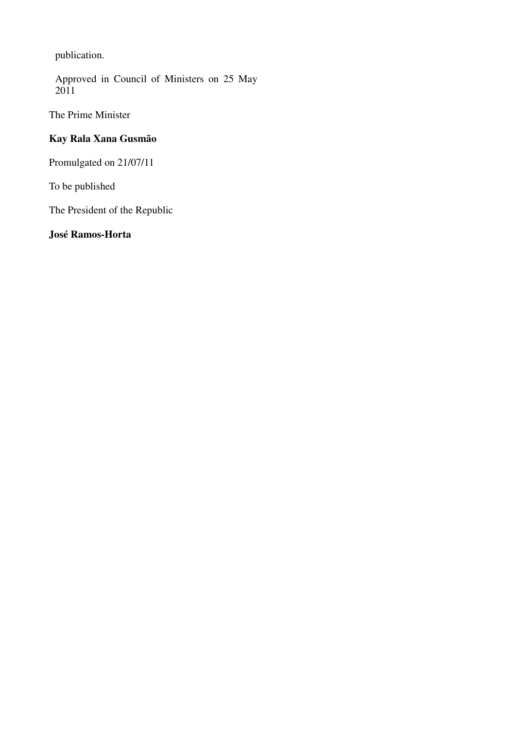publication.

Approved in Council of Ministers on 25 May 2011

The Prime Minister

**Kay Rala Xana Gusmão**

Promulgated on 21/07/11

To be published

The President of the Republic

**José Ramos-Horta**